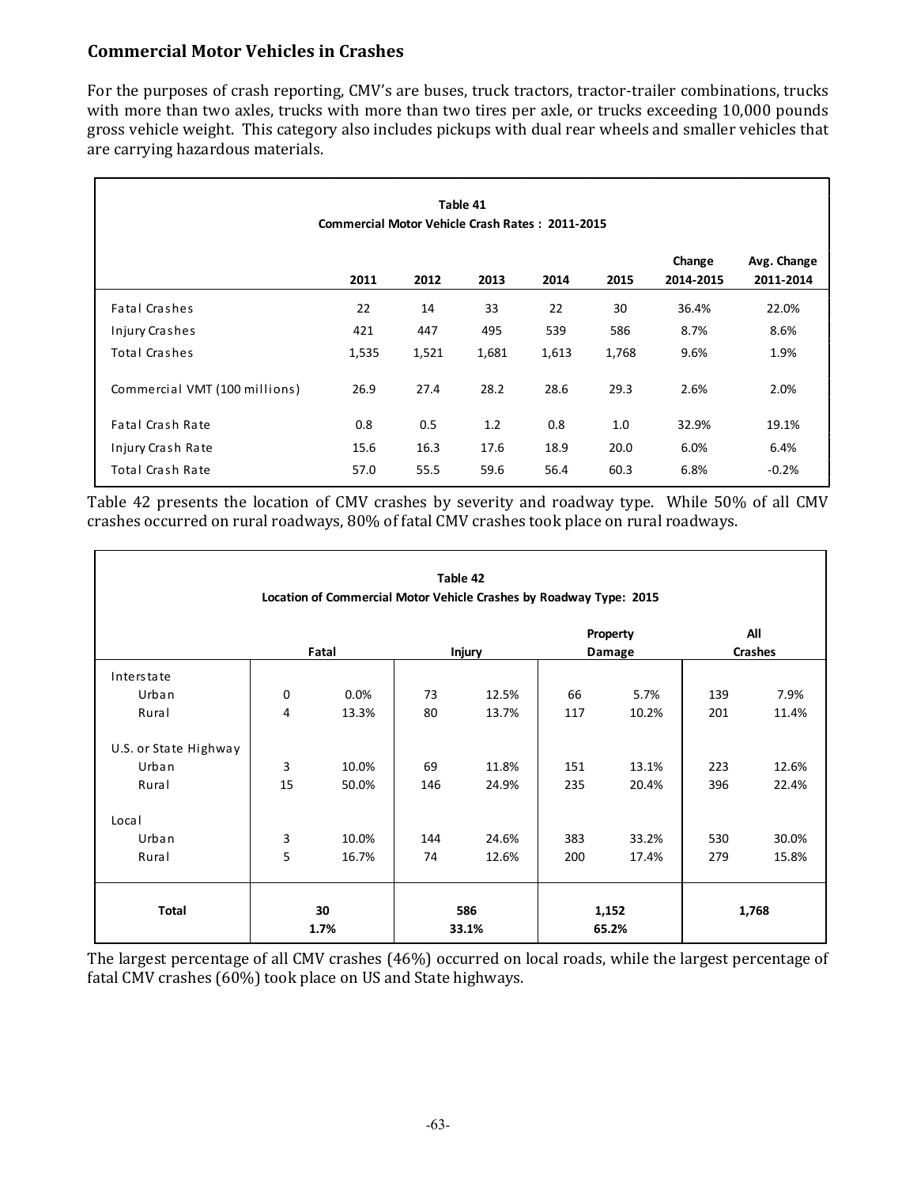## Commercial Motor Vehicles in Crashes

For the purposes of crash reporting, CMV's are buses, truck tractors, tractor-trailer combinations, trucks with more than two axles, trucks with more than two tires per axle, or trucks exceeding 10,000 pounds gross vehicle weight. This category also includes pickups with dual rear wheels and smaller vehicles that are carrying hazardous materials.

**Table 41**
**Commercial Motor Vehicle Crash Rates : 2011-2015**

| | 2011 | 2012 | 2013 | 2014 | 2015 | Change 2014-2015 | Avg. Change 2011-2014 |
|---|---|---|---|---|---|---|---|
| Fatal Crashes | 22 | 14 | 33 | 22 | 30 | 36.4% | 22.0% |
| Injury Crashes | 421 | 447 | 495 | 539 | 586 | 8.7% | 8.6% |
| Total Crashes | 1,535 | 1,521 | 1,681 | 1,613 | 1,768 | 9.6% | 1.9% |
| Commercial VMT (100 millions) | 26.9 | 27.4 | 28.2 | 28.6 | 29.3 | 2.6% | 2.0% |
| Fatal Crash Rate | 0.8 | 0.5 | 1.2 | 0.8 | 1.0 | 32.9% | 19.1% |
| Injury Crash Rate | 15.6 | 16.3 | 17.6 | 18.9 | 20.0 | 6.0% | 6.4% |
| Total Crash Rate | 57.0 | 55.5 | 59.6 | 56.4 | 60.3 | 6.8% | -0.2% |

Table 42 presents the location of CMV crashes by severity and roadway type. While 50% of all CMV crashes occurred on rural roadways, 80% of fatal CMV crashes took place on rural roadways.

**Table 42**
**Location of Commercial Motor Vehicle Crashes by Roadway Type: 2015**

| | Fatal | | Injury | | Property Damage | | All Crashes | |
|---|---|---|---|---|---|---|---|---|
| Interstate | | | | | | | | |
| Urban | 0 | 0.0% | 73 | 12.5% | 66 | 5.7% | 139 | 7.9% |
| Rural | 4 | 13.3% | 80 | 13.7% | 117 | 10.2% | 201 | 11.4% |
| U.S. or State Highway | | | | | | | | |
| Urban | 3 | 10.0% | 69 | 11.8% | 151 | 13.1% | 223 | 12.6% |
| Rural | 15 | 50.0% | 146 | 24.9% | 235 | 20.4% | 396 | 22.4% |
| Local | | | | | | | | |
| Urban | 3 | 10.0% | 144 | 24.6% | 383 | 33.2% | 530 | 30.0% |
| Rural | 5 | 16.7% | 74 | 12.6% | 200 | 17.4% | 279 | 15.8% |
| **Total** | **30** | **1.7%** | **586** | **33.1%** | **1,152** | **65.2%** | **1,768** | |

The largest percentage of all CMV crashes (46%) occurred on local roads, while the largest percentage of fatal CMV crashes (60%) took place on US and State highways.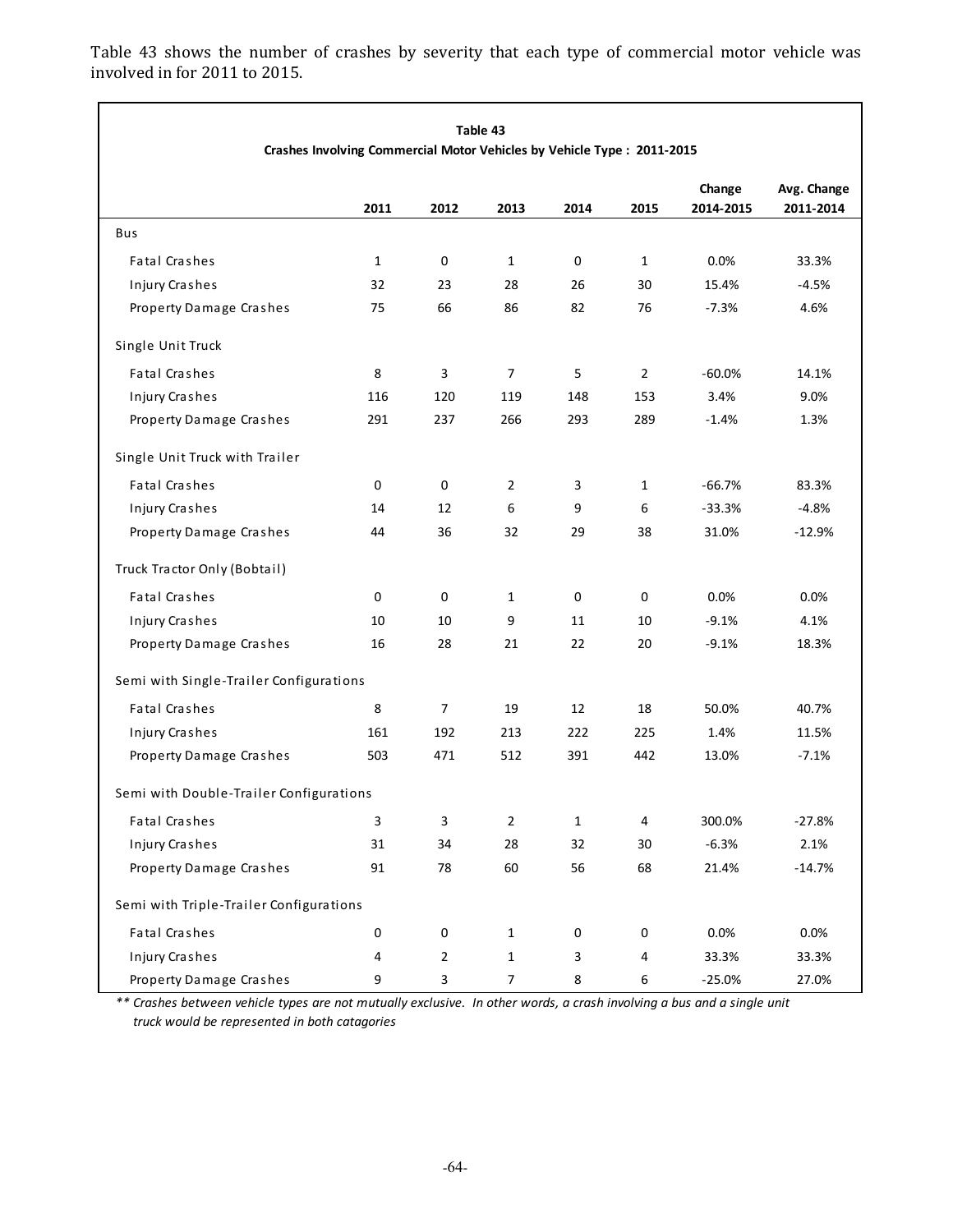Table 43 shows the number of crashes by severity that each type of commercial motor vehicle was involved in for 2011 to 2015.

**Table 43**
**Crashes Involving Commercial Motor Vehicles by Vehicle Type : 2011-2015**

| | 2011 | 2012 | 2013 | 2014 | 2015 | Change 2014-2015 | Avg. Change 2011-2014 |
|---|---|---|---|---|---|---|---|
| Bus | | | | | | | |
| Fatal Crashes | 1 | 0 | 1 | 0 | 1 | 0.0% | 33.3% |
| Injury Crashes | 32 | 23 | 28 | 26 | 30 | 15.4% | -4.5% |
| Property Damage Crashes | 75 | 66 | 86 | 82 | 76 | -7.3% | 4.6% |
| Single Unit Truck | | | | | | | |
| Fatal Crashes | 8 | 3 | 7 | 5 | 2 | -60.0% | 14.1% |
| Injury Crashes | 116 | 120 | 119 | 148 | 153 | 3.4% | 9.0% |
| Property Damage Crashes | 291 | 237 | 266 | 293 | 289 | -1.4% | 1.3% |
| Single Unit Truck with Trailer | | | | | | | |
| Fatal Crashes | 0 | 0 | 2 | 3 | 1 | -66.7% | 83.3% |
| Injury Crashes | 14 | 12 | 6 | 9 | 6 | -33.3% | -4.8% |
| Property Damage Crashes | 44 | 36 | 32 | 29 | 38 | 31.0% | -12.9% |
| Truck Tractor Only (Bobtail) | | | | | | | |
| Fatal Crashes | 0 | 0 | 1 | 0 | 0 | 0.0% | 0.0% |
| Injury Crashes | 10 | 10 | 9 | 11 | 10 | -9.1% | 4.1% |
| Property Damage Crashes | 16 | 28 | 21 | 22 | 20 | -9.1% | 18.3% |
| Semi with Single-Trailer Configurations | | | | | | | |
| Fatal Crashes | 8 | 7 | 19 | 12 | 18 | 50.0% | 40.7% |
| Injury Crashes | 161 | 192 | 213 | 222 | 225 | 1.4% | 11.5% |
| Property Damage Crashes | 503 | 471 | 512 | 391 | 442 | 13.0% | -7.1% |
| Semi with Double-Trailer Configurations | | | | | | | |
| Fatal Crashes | 3 | 3 | 2 | 1 | 4 | 300.0% | -27.8% |
| Injury Crashes | 31 | 34 | 28 | 32 | 30 | -6.3% | 2.1% |
| Property Damage Crashes | 91 | 78 | 60 | 56 | 68 | 21.4% | -14.7% |
| Semi with Triple-Trailer Configurations | | | | | | | |
| Fatal Crashes | 0 | 0 | 1 | 0 | 0 | 0.0% | 0.0% |
| Injury Crashes | 4 | 2 | 1 | 3 | 4 | 33.3% | 33.3% |
| Property Damage Crashes | 9 | 3 | 7 | 8 | 6 | -25.0% | 27.0% |

*** Crashes between vehicle types are not mutually exclusive. In other words, a crash involving a bus and a single unit truck would be represented in both catagories*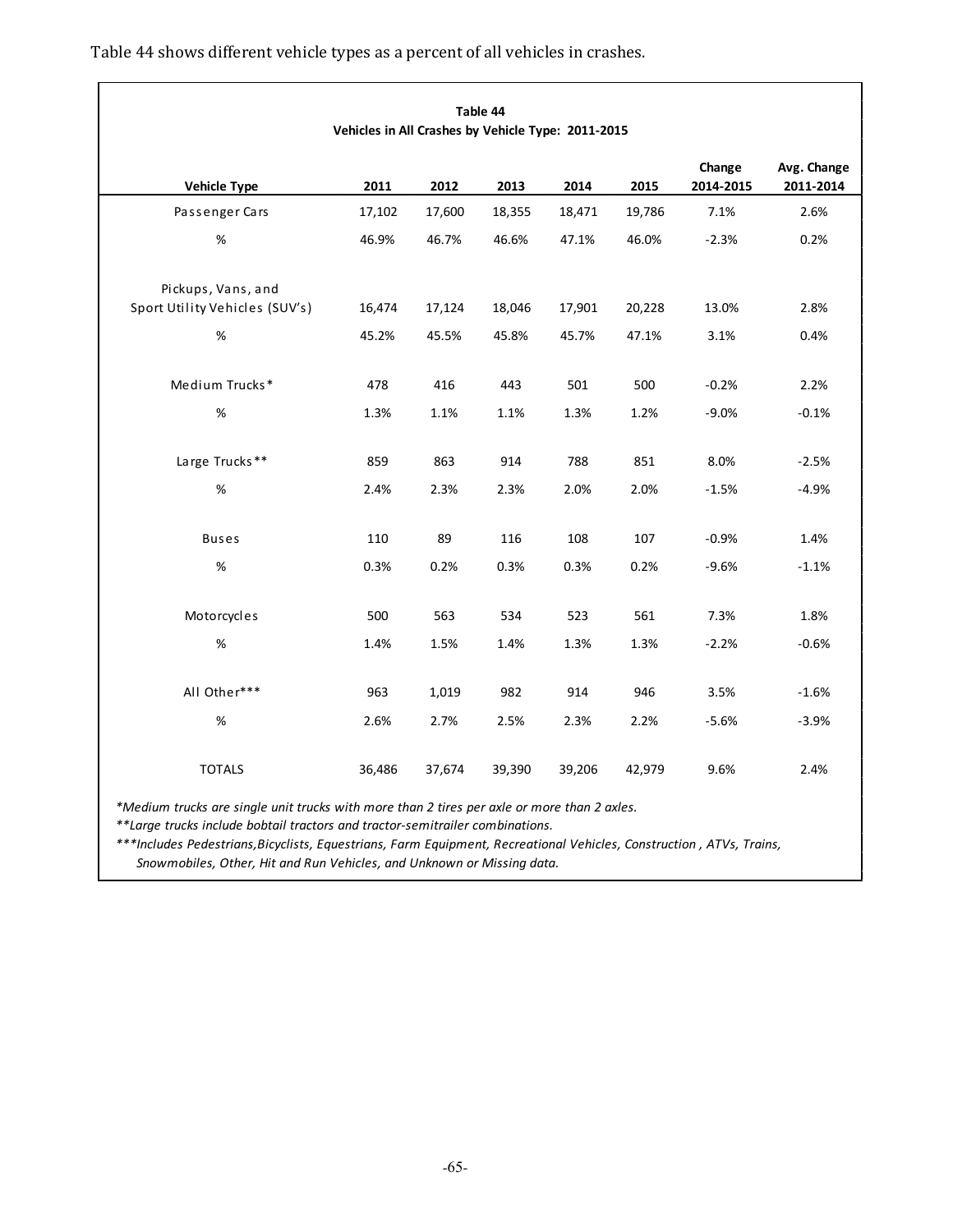Table 44 shows different vehicle types as a percent of all vehicles in crashes.

**Table 44**
**Vehicles in All Crashes by Vehicle Type: 2011-2015**

| Vehicle Type | 2011 | 2012 | 2013 | 2014 | 2015 | Change 2014-2015 | Avg. Change 2011-2014 |
|---|---|---|---|---|---|---|---|
| Passenger Cars | 17,102 | 17,600 | 18,355 | 18,471 | 19,786 | 7.1% | 2.6% |
| % | 46.9% | 46.7% | 46.6% | 47.1% | 46.0% | -2.3% | 0.2% |
| Pickups, Vans, and Sport Utility Vehicles (SUV's) | 16,474 | 17,124 | 18,046 | 17,901 | 20,228 | 13.0% | 2.8% |
| % | 45.2% | 45.5% | 45.8% | 45.7% | 47.1% | 3.1% | 0.4% |
| Medium Trucks* | 478 | 416 | 443 | 501 | 500 | -0.2% | 2.2% |
| % | 1.3% | 1.1% | 1.1% | 1.3% | 1.2% | -9.0% | -0.1% |
| Large Trucks** | 859 | 863 | 914 | 788 | 851 | 8.0% | -2.5% |
| % | 2.4% | 2.3% | 2.3% | 2.0% | 2.0% | -1.5% | -4.9% |
| Buses | 110 | 89 | 116 | 108 | 107 | -0.9% | 1.4% |
| % | 0.3% | 0.2% | 0.3% | 0.3% | 0.2% | -9.6% | -1.1% |
| Motorcycles | 500 | 563 | 534 | 523 | 561 | 7.3% | 1.8% |
| % | 1.4% | 1.5% | 1.4% | 1.3% | 1.3% | -2.2% | -0.6% |
| All Other*** | 963 | 1,019 | 982 | 914 | 946 | 3.5% | -1.6% |
| % | 2.6% | 2.7% | 2.5% | 2.3% | 2.2% | -5.6% | -3.9% |
| TOTALS | 36,486 | 37,674 | 39,390 | 39,206 | 42,979 | 9.6% | 2.4% |

*Medium trucks are single unit trucks with more than 2 tires per axle or more than 2 axles.*

*\*\*Large trucks include bobtail tractors and tractor-semitrailer combinations.*

*\*\*\*Includes Pedestrians,Bicyclists, Equestrians, Farm Equipment, Recreational Vehicles, Construction , ATVs, Trains, Snowmobiles, Other, Hit and Run Vehicles, and Unknown or Missing data.*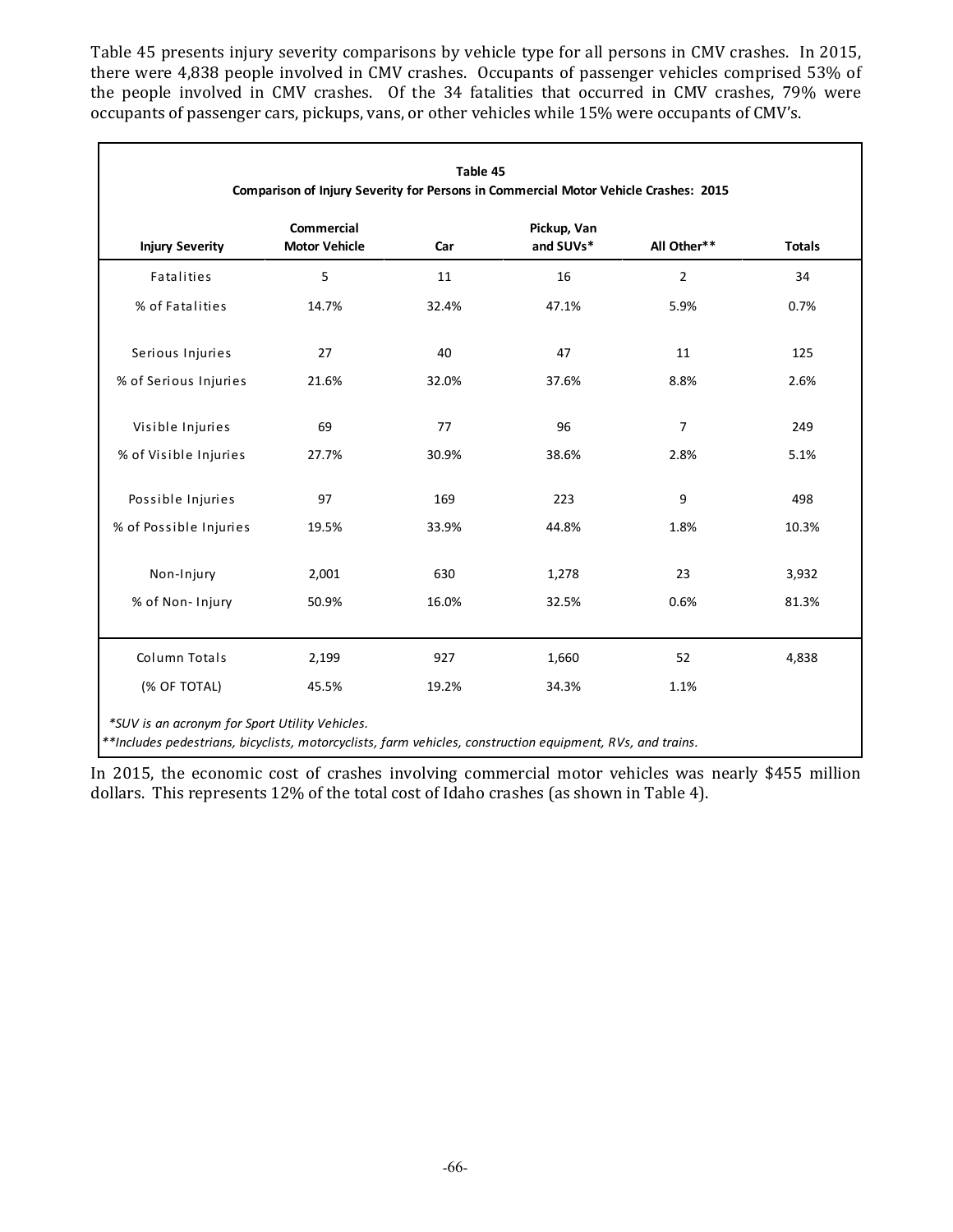Table 45 presents injury severity comparisons by vehicle type for all persons in CMV crashes. In 2015, there were 4,838 people involved in CMV crashes. Occupants of passenger vehicles comprised 53% of the people involved in CMV crashes. Of the 34 fatalities that occurred in CMV crashes, 79% were occupants of passenger cars, pickups, vans, or other vehicles while 15% were occupants of CMV's.

**Table 45**

**Comparison of Injury Severity for Persons in Commercial Motor Vehicle Crashes: 2015**

| Injury Severity | Commercial Motor Vehicle | Car | Pickup, Van and SUVs* | All Other** | Totals |
|---|---|---|---|---|---|
| Fatalities | 5 | 11 | 16 | 2 | 34 |
| % of Fatalities | 14.7% | 32.4% | 47.1% | 5.9% | 0.7% |
| Serious Injuries | 27 | 40 | 47 | 11 | 125 |
| % of Serious Injuries | 21.6% | 32.0% | 37.6% | 8.8% | 2.6% |
| Visible Injuries | 69 | 77 | 96 | 7 | 249 |
| % of Visible Injuries | 27.7% | 30.9% | 38.6% | 2.8% | 5.1% |
| Possible Injuries | 97 | 169 | 223 | 9 | 498 |
| % of Possible Injuries | 19.5% | 33.9% | 44.8% | 1.8% | 10.3% |
| Non-Injury | 2,001 | 630 | 1,278 | 23 | 3,932 |
| % of Non- Injury | 50.9% | 16.0% | 32.5% | 0.6% | 81.3% |
| Column Totals | 2,199 | 927 | 1,660 | 52 | 4,838 |
| (% OF TOTAL) | 45.5% | 19.2% | 34.3% | 1.1% | |

*\*SUV is an acronym for Sport Utility Vehicles.*
*\*\*Includes pedestrians, bicyclists, motorcyclists, farm vehicles, construction equipment, RVs, and trains.*

In 2015, the economic cost of crashes involving commercial motor vehicles was nearly $455 million dollars. This represents 12% of the total cost of Idaho crashes (as shown in Table 4).